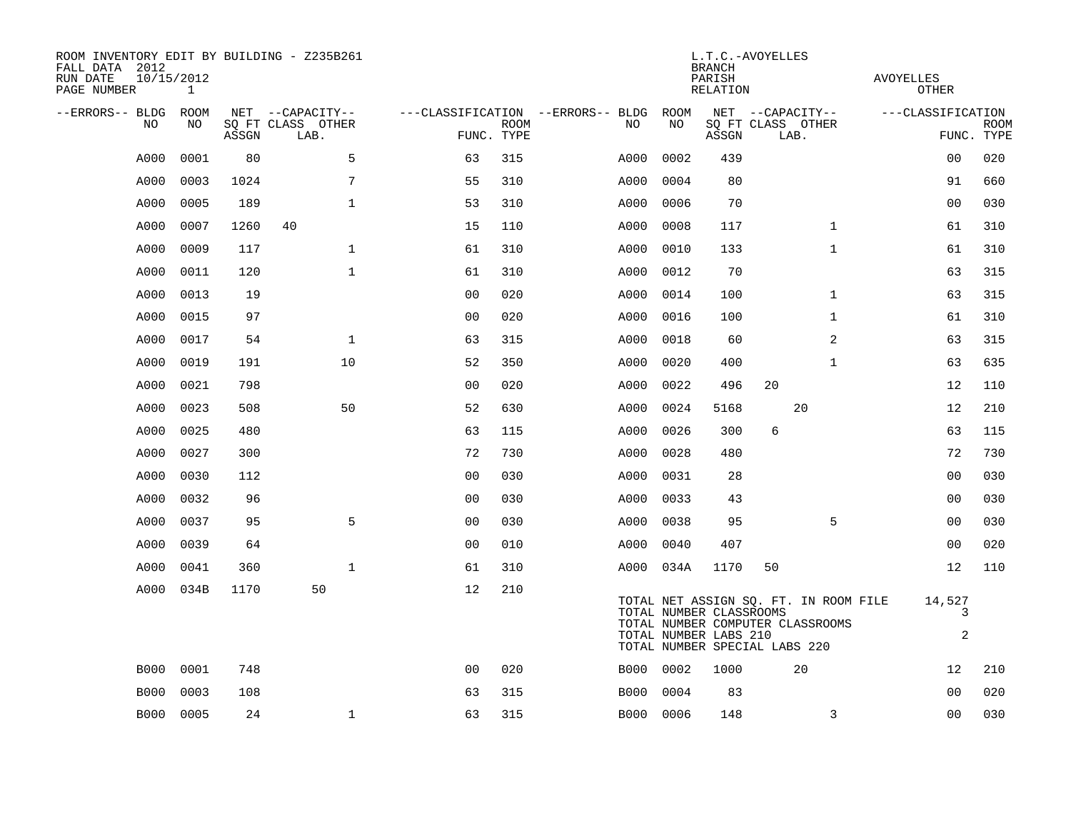ROOM INVENTORY EDIT BY BUILDING - Z235B261
FALL DATA 2012
RUN DATE 10/15/2012
PAGE NUMBER 1

L.T.C.-AVOYELLES
BRANCH
PARISH AVOYELLES
RELATION OTHER

| --ERRORS-- | BLDG NO | ROOM NO | NET SQ FT ASSGN | --CAPACITY-- CLASS | LAB. | OTHER | ---CLASSIFICATION FUNC. | ROOM TYPE | --ERRORS-- | BLDG NO | ROOM NO | NET SQ FT ASSGN | --CAPACITY-- CLASS | LAB. | OTHER | ---CLASSIFICATION FUNC. | ROOM TYPE |
|---|---|---|---|---|---|---|---|---|---|---|---|---|---|---|---|---|---|
| | A000 | 0001 | 80 | | | 5 | 63 | 315 | | A000 | 0002 | 439 | | | | 00 | 020 |
| | A000 | 0003 | 1024 | | | 7 | 55 | 310 | | A000 | 0004 | 80 | | | | 91 | 660 |
| | A000 | 0005 | 189 | | | 1 | 53 | 310 | | A000 | 0006 | 70 | | | | 00 | 030 |
| | A000 | 0007 | 1260 | 40 | | | 15 | 110 | | A000 | 0008 | 117 | | | 1 | 61 | 310 |
| | A000 | 0009 | 117 | | | 1 | 61 | 310 | | A000 | 0010 | 133 | | | 1 | 61 | 310 |
| | A000 | 0011 | 120 | | | 1 | 61 | 310 | | A000 | 0012 | 70 | | | | 63 | 315 |
| | A000 | 0013 | 19 | | | | 00 | 020 | | A000 | 0014 | 100 | | | 1 | 63 | 315 |
| | A000 | 0015 | 97 | | | | 00 | 020 | | A000 | 0016 | 100 | | | 1 | 61 | 310 |
| | A000 | 0017 | 54 | | | 1 | 63 | 315 | | A000 | 0018 | 60 | | | 2 | 63 | 315 |
| | A000 | 0019 | 191 | | | 10 | 52 | 350 | | A000 | 0020 | 400 | | | 1 | 63 | 635 |
| | A000 | 0021 | 798 | | | | 00 | 020 | | A000 | 0022 | 496 | 20 | | | 12 | 110 |
| | A000 | 0023 | 508 | | | 50 | 52 | 630 | | A000 | 0024 | 5168 | | 20 | | 12 | 210 |
| | A000 | 0025 | 480 | | | | 63 | 115 | | A000 | 0026 | 300 | 6 | | | 63 | 115 |
| | A000 | 0027 | 300 | | | | 72 | 730 | | A000 | 0028 | 480 | | | | 72 | 730 |
| | A000 | 0030 | 112 | | | | 00 | 030 | | A000 | 0031 | 28 | | | | 00 | 030 |
| | A000 | 0032 | 96 | | | | 00 | 030 | | A000 | 0033 | 43 | | | | 00 | 030 |
| | A000 | 0037 | 95 | | | 5 | 00 | 030 | | A000 | 0038 | 95 | | | 5 | 00 | 030 |
| | A000 | 0039 | 64 | | | | 00 | 010 | | A000 | 0040 | 407 | | | | 00 | 020 |
| | A000 | 0041 | 360 | | | 1 | 61 | 310 | | A000 | 034A | 1170 | 50 | | | 12 | 110 |
| | A000 | 034B | 1170 | | 50 | | 12 | 210 | | | | | | | | | |

TOTAL NET ASSIGN SQ. FT. IN ROOM FILE 14,527
TOTAL NUMBER CLASSROOMS 3
TOTAL NUMBER COMPUTER CLASSROOMS
TOTAL NUMBER LABS 210 2
TOTAL NUMBER SPECIAL LABS 220

| --ERRORS-- | BLDG NO | ROOM NO | NET SQ FT ASSGN | --CAPACITY-- CLASS | LAB. | OTHER | ---CLASSIFICATION FUNC. | ROOM TYPE | --ERRORS-- | BLDG NO | ROOM NO | NET SQ FT ASSGN | --CAPACITY-- CLASS | LAB. | OTHER | ---CLASSIFICATION FUNC. | ROOM TYPE |
|---|---|---|---|---|---|---|---|---|---|---|---|---|---|---|---|---|---|
| | B000 | 0001 | 748 | | | | 00 | 020 | | B000 | 0002 | 1000 | | 20 | | 12 | 210 |
| | B000 | 0003 | 108 | | | | 63 | 315 | | B000 | 0004 | 83 | | | | 00 | 020 |
| | B000 | 0005 | 24 | | | 1 | 63 | 315 | | B000 | 0006 | 148 | | | 3 | 00 | 030 |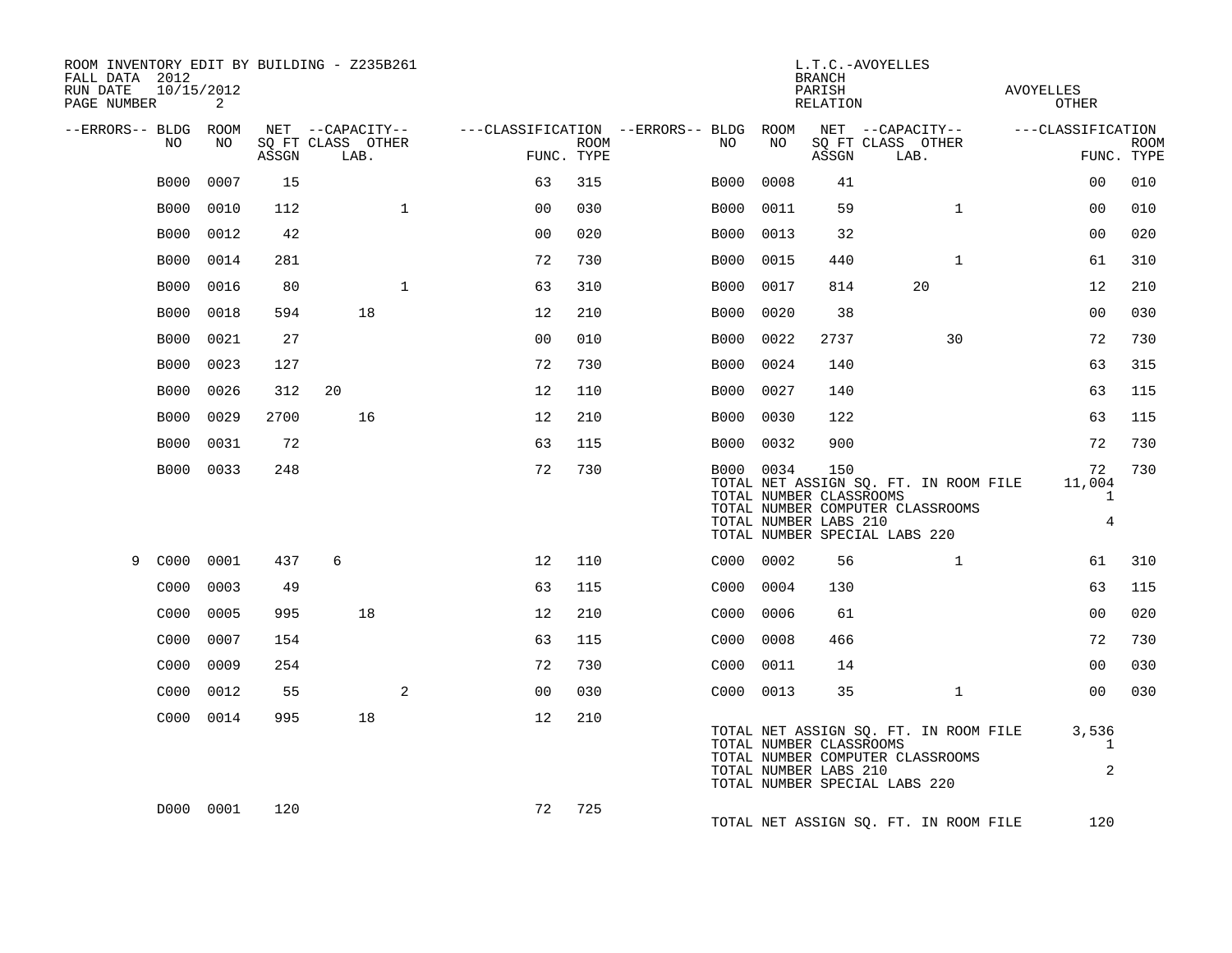ROOM INVENTORY EDIT BY BUILDING - Z235B261
FALL DATA 2012
RUN DATE 10/15/2012
PAGE NUMBER 2

L.T.C.-AVOYELLES
BRANCH
PARISH AVOYELLES
RELATION OTHER

| --ERRORS-- | BLDG NO | ROOM NO | NET SQ FT ASSGN | CAPACITY CLASS | CAPACITY LAB. | CAPACITY OTHER | CLASSIFICATION FUNC. | ROOM TYPE | --ERRORS-- | BLDG NO | ROOM NO | NET SQ FT ASSGN | CAPACITY CLASS | CAPACITY LAB. | CAPACITY OTHER | CLASSIFICATION FUNC. | ROOM TYPE |
|---|---|---|---|---|---|---|---|---|---|---|---|---|---|---|---|---|---|
| | B000 | 0007 | 15 | | | | 63 | 315 | | B000 | 0008 | 41 | | | | 00 | 010 |
| | B000 | 0010 | 112 | | | 1 | 00 | 030 | | B000 | 0011 | 59 | | | 1 | 00 | 010 |
| | B000 | 0012 | 42 | | | | 00 | 020 | | B000 | 0013 | 32 | | | | 00 | 020 |
| | B000 | 0014 | 281 | | | | 72 | 730 | | B000 | 0015 | 440 | | | 1 | 61 | 310 |
| | B000 | 0016 | 80 | | | 1 | 63 | 310 | | B000 | 0017 | 814 | | 20 | | 12 | 210 |
| | B000 | 0018 | 594 | | 18 | | 12 | 210 | | B000 | 0020 | 38 | | | | 00 | 030 |
| | B000 | 0021 | 27 | | | | 00 | 010 | | B000 | 0022 | 2737 | | | 30 | 72 | 730 |
| | B000 | 0023 | 127 | | | | 72 | 730 | | B000 | 0024 | 140 | | | | 63 | 315 |
| | B000 | 0026 | 312 | 20 | | | 12 | 110 | | B000 | 0027 | 140 | | | | 63 | 115 |
| | B000 | 0029 | 2700 | | 16 | | 12 | 210 | | B000 | 0030 | 122 | | | | 63 | 115 |
| | B000 | 0031 | 72 | | | | 63 | 115 | | B000 | 0032 | 900 | | | | 72 | 730 |
| | B000 | 0033 | 248 | | | | 72 | 730 | | B000 | 0034 | 150 | | | | 72 | 730 |

TOTAL NET ASSIGN SQ. FT. IN ROOM FILE 11,004
TOTAL NUMBER CLASSROOMS 1
TOTAL NUMBER COMPUTER CLASSROOMS
TOTAL NUMBER LABS 210 4
TOTAL NUMBER SPECIAL LABS 220

| --ERRORS-- | BLDG NO | ROOM NO | NET SQ FT ASSGN | CAPACITY CLASS | CAPACITY LAB. | CAPACITY OTHER | CLASSIFICATION FUNC. | ROOM TYPE | --ERRORS-- | BLDG NO | ROOM NO | NET SQ FT ASSGN | CAPACITY CLASS | CAPACITY LAB. | CAPACITY OTHER | CLASSIFICATION FUNC. | ROOM TYPE |
|---|---|---|---|---|---|---|---|---|---|---|---|---|---|---|---|---|---|
| 9 | C000 | 0001 | 437 | 6 | | | 12 | 110 | | C000 | 0002 | 56 | | | 1 | 61 | 310 |
| | C000 | 0003 | 49 | | | | 63 | 115 | | C000 | 0004 | 130 | | | | 63 | 115 |
| | C000 | 0005 | 995 | | 18 | | 12 | 210 | | C000 | 0006 | 61 | | | | 00 | 020 |
| | C000 | 0007 | 154 | | | | 63 | 115 | | C000 | 0008 | 466 | | | | 72 | 730 |
| | C000 | 0009 | 254 | | | | 72 | 730 | | C000 | 0011 | 14 | | | | 00 | 030 |
| | C000 | 0012 | 55 | | | 2 | 00 | 030 | | C000 | 0013 | 35 | | | 1 | 00 | 030 |
| | C000 | 0014 | 995 | | 18 | | 12 | 210 | | | | | | | | | |

TOTAL NET ASSIGN SQ. FT. IN ROOM FILE 3,536
TOTAL NUMBER CLASSROOMS 1
TOTAL NUMBER COMPUTER CLASSROOMS
TOTAL NUMBER LABS 210 2
TOTAL NUMBER SPECIAL LABS 220

| --ERRORS-- | BLDG NO | ROOM NO | NET SQ FT ASSGN | CAPACITY CLASS | CAPACITY LAB. | CAPACITY OTHER | CLASSIFICATION FUNC. | ROOM TYPE |
|---|---|---|---|---|---|---|---|---|
| | D000 | 0001 | 120 | | | | 72 | 725 |

TOTAL NET ASSIGN SQ. FT. IN ROOM FILE 120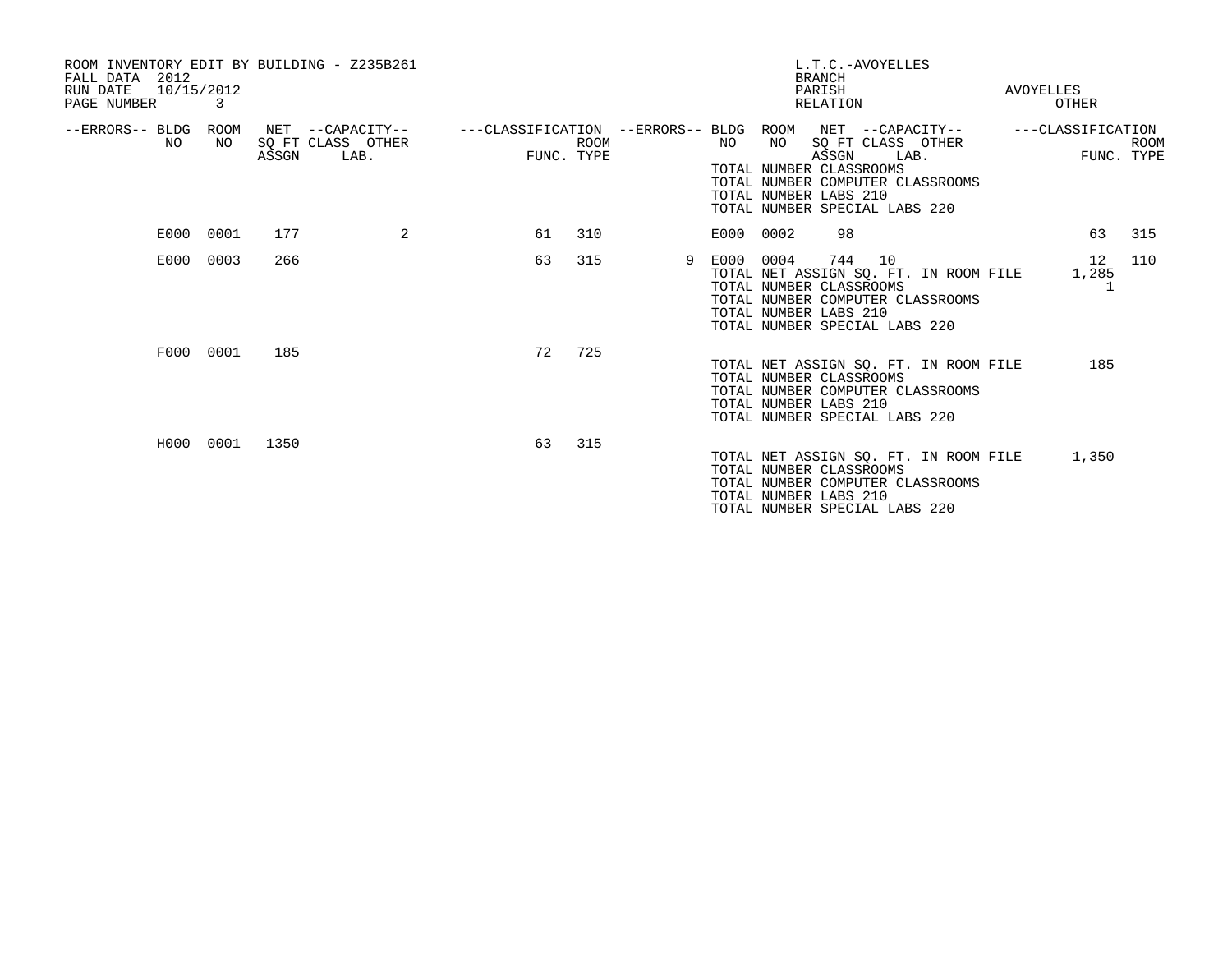ROOM INVENTORY EDIT BY BUILDING - Z235B261
FALL DATA 2012
RUN DATE 10/15/2012
PAGE NUMBER 3

L.T.C.-AVOYELLES
BRANCH
PARISH AVOYELLES
RELATION OTHER

| --ERRORS-- | BLDG NO | ROOM NO | NET SQ FT ASSGN | --CAPACITY-- CLASS | OTHER LAB. | ---CLASSIFICATION FUNC. | ROOM TYPE | --ERRORS-- | BLDG NO | ROOM NO | NET SQ FT ASSGN | --CAPACITY-- CLASS | OTHER LAB. | ---CLASSIFICATION FUNC. | ROOM TYPE |
|---|---|---|---|---|---|---|---|---|---|---|---|---|---|---|---|
| | | | | | | | | | TOTAL NUMBER CLASSROOMS | | | | | | |
| | | | | | | | | | TOTAL NUMBER COMPUTER CLASSROOMS | | | | | | |
| | | | | | | | | | TOTAL NUMBER LABS 210 | | | | | | |
| | | | | | | | | | TOTAL NUMBER SPECIAL LABS 220 | | | | | | |
| | E000 | 0001 | 177 | | 2 | 61 | 310 | | E000 | 0002 | 98 | | | 63 | 315 |
| | E000 | 0003 | 266 | | | 63 | 315 | 9 | E000 | 0004 | 744 | 10 | | 12 | 110 |
| | | | | | | | | | TOTAL NET ASSIGN SQ. FT. IN ROOM FILE | | | | | 1,285 | |
| | | | | | | | | | TOTAL NUMBER CLASSROOMS | | | | | 1 | |
| | | | | | | | | | TOTAL NUMBER COMPUTER CLASSROOMS | | | | | | |
| | | | | | | | | | TOTAL NUMBER LABS 210 | | | | | | |
| | | | | | | | | | TOTAL NUMBER SPECIAL LABS 220 | | | | | | |
| | F000 | 0001 | 185 | | | 72 | 725 | | | | | | | | |
| | | | | | | | | | TOTAL NET ASSIGN SQ. FT. IN ROOM FILE | | | | | 185 | |
| | | | | | | | | | TOTAL NUMBER CLASSROOMS | | | | | | |
| | | | | | | | | | TOTAL NUMBER COMPUTER CLASSROOMS | | | | | | |
| | | | | | | | | | TOTAL NUMBER LABS 210 | | | | | | |
| | | | | | | | | | TOTAL NUMBER SPECIAL LABS 220 | | | | | | |
| | H000 | 0001 | 1350 | | | 63 | 315 | | | | | | | | |
| | | | | | | | | | TOTAL NET ASSIGN SQ. FT. IN ROOM FILE | | | | | 1,350 | |
| | | | | | | | | | TOTAL NUMBER CLASSROOMS | | | | | | |
| | | | | | | | | | TOTAL NUMBER COMPUTER CLASSROOMS | | | | | | |
| | | | | | | | | | TOTAL NUMBER LABS 210 | | | | | | |
| | | | | | | | | | TOTAL NUMBER SPECIAL LABS 220 | | | | | | |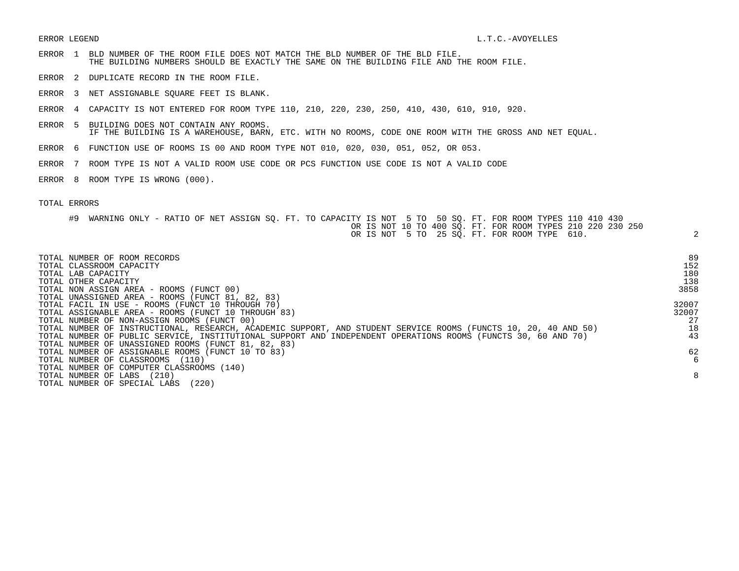ERROR LEGEND

L.T.C.-AVOYELLES

ERROR 1 BLD NUMBER OF THE ROOM FILE DOES NOT MATCH THE BLD NUMBER OF THE BLD FILE.
THE BUILDING NUMBERS SHOULD BE EXACTLY THE SAME ON THE BUILDING FILE AND THE ROOM FILE.

ERROR 2 DUPLICATE RECORD IN THE ROOM FILE.

ERROR 3 NET ASSIGNABLE SQUARE FEET IS BLANK.

ERROR 4 CAPACITY IS NOT ENTERED FOR ROOM TYPE 110, 210, 220, 230, 250, 410, 430, 610, 910, 920.

ERROR 5 BUILDING DOES NOT CONTAIN ANY ROOMS.
IF THE BUILDING IS A WAREHOUSE, BARN, ETC. WITH NO ROOMS, CODE ONE ROOM WITH THE GROSS AND NET EQUAL.

ERROR 6 FUNCTION USE OF ROOMS IS 00 AND ROOM TYPE NOT 010, 020, 030, 051, 052, OR 053.

ERROR 7 ROOM TYPE IS NOT A VALID ROOM USE CODE OR PCS FUNCTION USE CODE IS NOT A VALID CODE

ERROR 8 ROOM TYPE IS WRONG (000).

TOTAL ERRORS

| | |
|---|---|
| #9 WARNING ONLY - RATIO OF NET ASSIGN SQ. FT. TO CAPACITY IS NOT 5 TO 50 SQ. FT. FOR ROOM TYPES 110 410 430 OR IS NOT 10 TO 400 SQ. FT. FOR ROOM TYPES 210 220 230 250 OR IS NOT 5 TO 25 SQ. FT. FOR ROOM TYPE 610. | 2 |

| | |
|---|---|
| TOTAL NUMBER OF ROOM RECORDS | 89 |
| TOTAL CLASSROOM CAPACITY | 152 |
| TOTAL LAB CAPACITY | 180 |
| TOTAL OTHER CAPACITY | 138 |
| TOTAL NON ASSIGN AREA - ROOMS (FUNCT 00) | 3858 |
| TOTAL UNASSIGNED AREA - ROOMS (FUNCT 81, 82, 83) | |
| TOTAL FACIL IN USE - ROOMS (FUNCT 10 THROUGH 70) | 32007 |
| TOTAL ASSIGNABLE AREA - ROOMS (FUNCT 10 THROUGH 83) | 32007 |
| TOTAL NUMBER OF NON-ASSIGN ROOMS (FUNCT 00) | 27 |
| TOTAL NUMBER OF INSTRUCTIONAL, RESEARCH, ACADEMIC SUPPORT, AND STUDENT SERVICE ROOMS (FUNCTS 10, 20, 40 AND 50) | 18 |
| TOTAL NUMBER OF PUBLIC SERVICE, INSTITUTIONAL SUPPORT AND INDEPENDENT OPERATIONS ROOMS (FUNCTS 30, 60 AND 70) | 43 |
| TOTAL NUMBER OF UNASSIGNED ROOMS (FUNCT 81, 82, 83) | |
| TOTAL NUMBER OF ASSIGNABLE ROOMS (FUNCT 10 TO 83) | 62 |
| TOTAL NUMBER OF CLASSROOMS (110) | 6 |
| TOTAL NUMBER OF COMPUTER CLASSROOMS (140) | |
| TOTAL NUMBER OF LABS (210) | 8 |
| TOTAL NUMBER OF SPECIAL LABS (220) | |